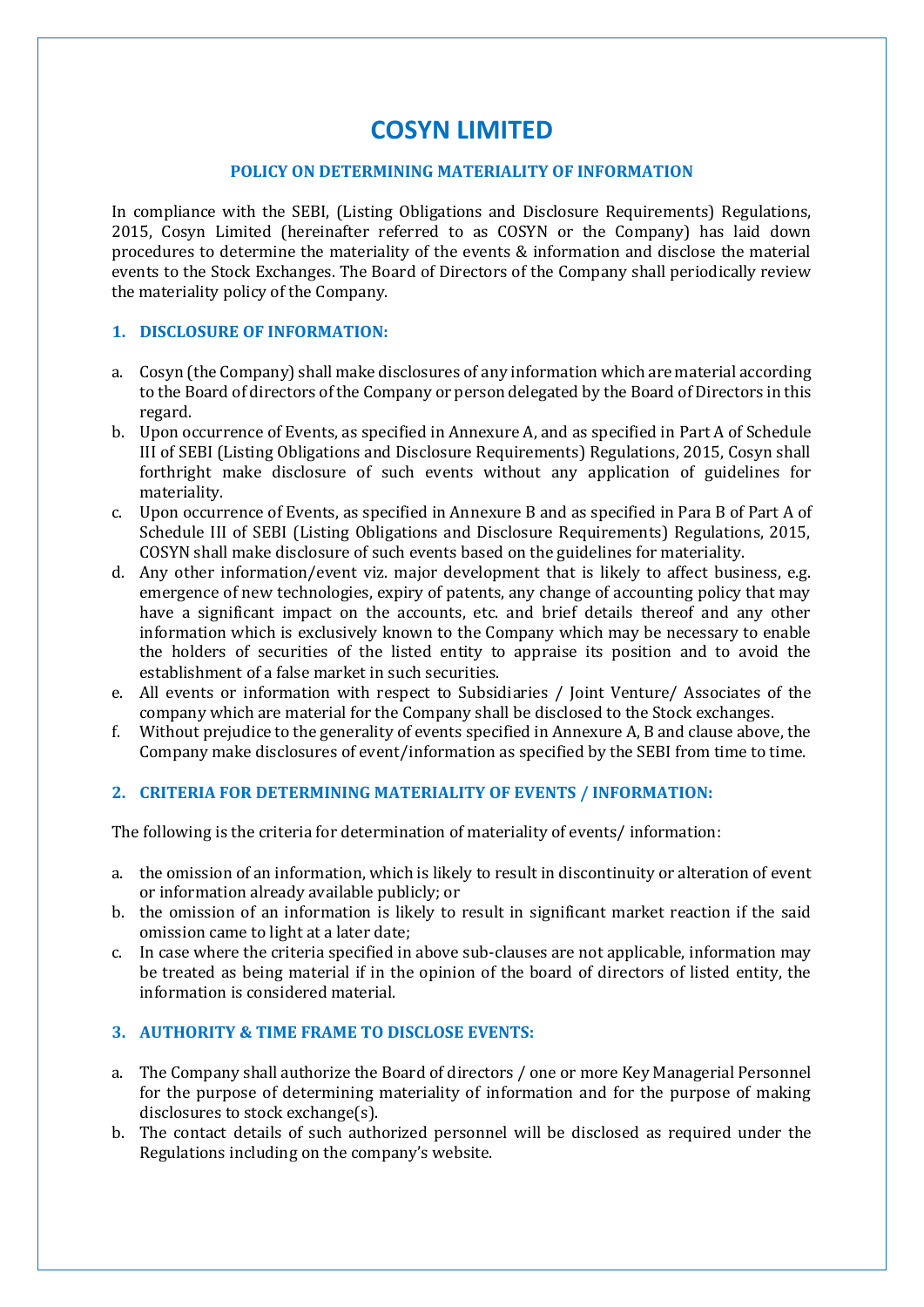# COSYN LIMITED

### POLICY ON DETERMINING MATERIALITY OF INFORMATION

In compliance with the SEBI, (Listing Obligations and Disclosure Requirements) Regulations, 2015, Cosyn Limited (hereinafter referred to as COSYN or the Company) has laid down procedures to determine the materiality of the events & information and disclose the material events to the Stock Exchanges. The Board of Directors of the Company shall periodically review the materiality policy of the Company.

## 1. DISCLOSURE OF INFORMATION:

a. Cosyn (the Company) shall make disclosures of any information which are material according to the Board of directors of the Company or person delegated by the Board of Directors in this regard.
b. Upon occurrence of Events, as specified in Annexure A, and as specified in Part A of Schedule III of SEBI (Listing Obligations and Disclosure Requirements) Regulations, 2015, Cosyn shall forthright make disclosure of such events without any application of guidelines for materiality.
c. Upon occurrence of Events, as specified in Annexure B and as specified in Para B of Part A of Schedule III of SEBI (Listing Obligations and Disclosure Requirements) Regulations, 2015, COSYN shall make disclosure of such events based on the guidelines for materiality.
d. Any other information/event viz. major development that is likely to affect business, e.g. emergence of new technologies, expiry of patents, any change of accounting policy that may have a significant impact on the accounts, etc. and brief details thereof and any other information which is exclusively known to the Company which may be necessary to enable the holders of securities of the listed entity to appraise its position and to avoid the establishment of a false market in such securities.
e. All events or information with respect to Subsidiaries / Joint Venture/ Associates of the company which are material for the Company shall be disclosed to the Stock exchanges.
f. Without prejudice to the generality of events specified in Annexure A, B and clause above, the Company make disclosures of event/information as specified by the SEBI from time to time.

## 2. CRITERIA FOR DETERMINING MATERIALITY OF EVENTS / INFORMATION:

The following is the criteria for determination of materiality of events/ information:

a. the omission of an information, which is likely to result in discontinuity or alteration of event or information already available publicly; or
b. the omission of an information is likely to result in significant market reaction if the said omission came to light at a later date;
c. In case where the criteria specified in above sub-clauses are not applicable, information may be treated as being material if in the opinion of the board of directors of listed entity, the information is considered material.

## 3. AUTHORITY & TIME FRAME TO DISCLOSE EVENTS:

a. The Company shall authorize the Board of directors / one or more Key Managerial Personnel for the purpose of determining materiality of information and for the purpose of making disclosures to stock exchange(s).
b. The contact details of such authorized personnel will be disclosed as required under the Regulations including on the company's website.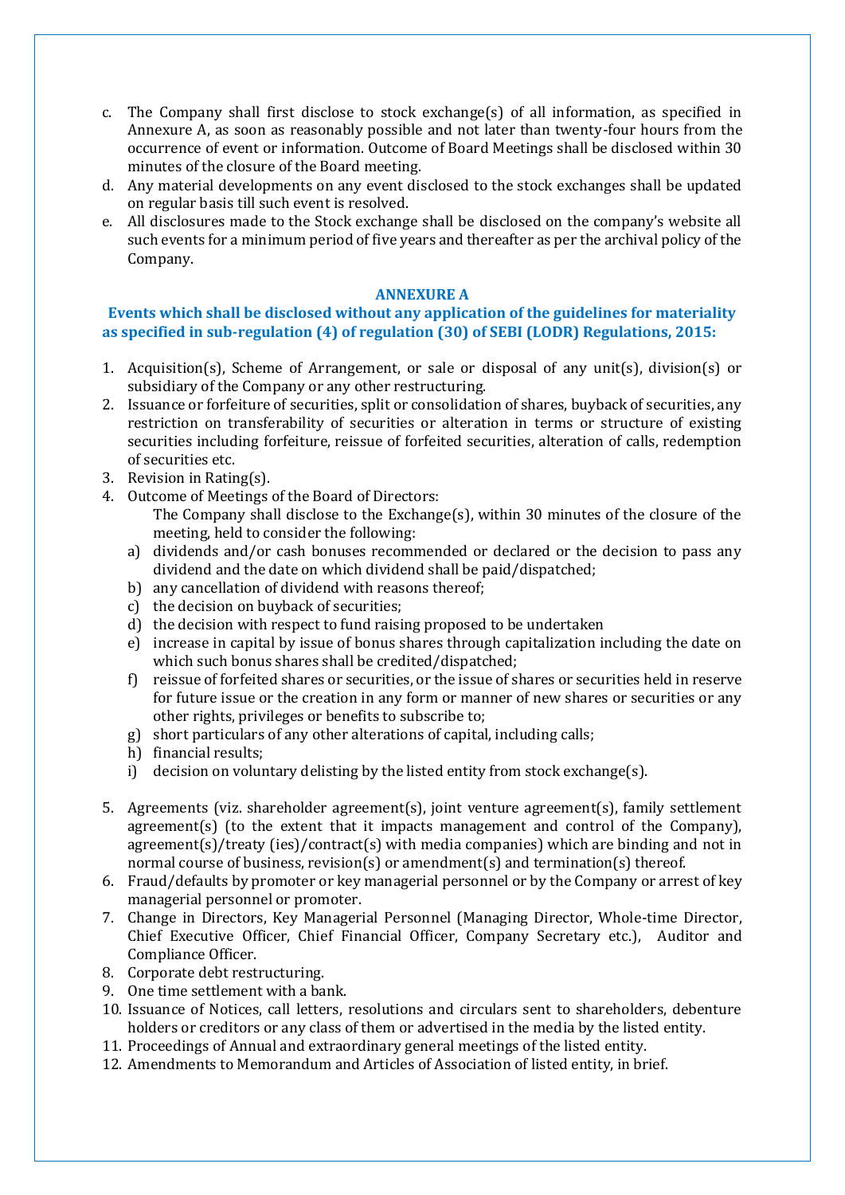c. The Company shall first disclose to stock exchange(s) of all information, as specified in Annexure A, as soon as reasonably possible and not later than twenty-four hours from the occurrence of event or information. Outcome of Board Meetings shall be disclosed within 30 minutes of the closure of the Board meeting.
d. Any material developments on any event disclosed to the stock exchanges shall be updated on regular basis till such event is resolved.
e. All disclosures made to the Stock exchange shall be disclosed on the company's website all such events for a minimum period of five years and thereafter as per the archival policy of the Company.

## ANNEXURE A

### Events which shall be disclosed without any application of the guidelines for materiality as specified in sub-regulation (4) of regulation (30) of SEBI (LODR) Regulations, 2015:

1. Acquisition(s), Scheme of Arrangement, or sale or disposal of any unit(s), division(s) or subsidiary of the Company or any other restructuring.
2. Issuance or forfeiture of securities, split or consolidation of shares, buyback of securities, any restriction on transferability of securities or alteration in terms or structure of existing securities including forfeiture, reissue of forfeited securities, alteration of calls, redemption of securities etc.
3. Revision in Rating(s).
4. Outcome of Meetings of the Board of Directors:
   The Company shall disclose to the Exchange(s), within 30 minutes of the closure of the meeting, held to consider the following:
   a) dividends and/or cash bonuses recommended or declared or the decision to pass any dividend and the date on which dividend shall be paid/dispatched;
   b) any cancellation of dividend with reasons thereof;
   c) the decision on buyback of securities;
   d) the decision with respect to fund raising proposed to be undertaken
   e) increase in capital by issue of bonus shares through capitalization including the date on which such bonus shares shall be credited/dispatched;
   f) reissue of forfeited shares or securities, or the issue of shares or securities held in reserve for future issue or the creation in any form or manner of new shares or securities or any other rights, privileges or benefits to subscribe to;
   g) short particulars of any other alterations of capital, including calls;
   h) financial results;
   i) decision on voluntary delisting by the listed entity from stock exchange(s).
5. Agreements (viz. shareholder agreement(s), joint venture agreement(s), family settlement agreement(s) (to the extent that it impacts management and control of the Company), agreement(s)/treaty (ies)/contract(s) with media companies) which are binding and not in normal course of business, revision(s) or amendment(s) and termination(s) thereof.
6. Fraud/defaults by promoter or key managerial personnel or by the Company or arrest of key managerial personnel or promoter.
7. Change in Directors, Key Managerial Personnel (Managing Director, Whole-time Director, Chief Executive Officer, Chief Financial Officer, Company Secretary etc.), Auditor and Compliance Officer.
8. Corporate debt restructuring.
9. One time settlement with a bank.
10. Issuance of Notices, call letters, resolutions and circulars sent to shareholders, debenture holders or creditors or any class of them or advertised in the media by the listed entity.
11. Proceedings of Annual and extraordinary general meetings of the listed entity.
12. Amendments to Memorandum and Articles of Association of listed entity, in brief.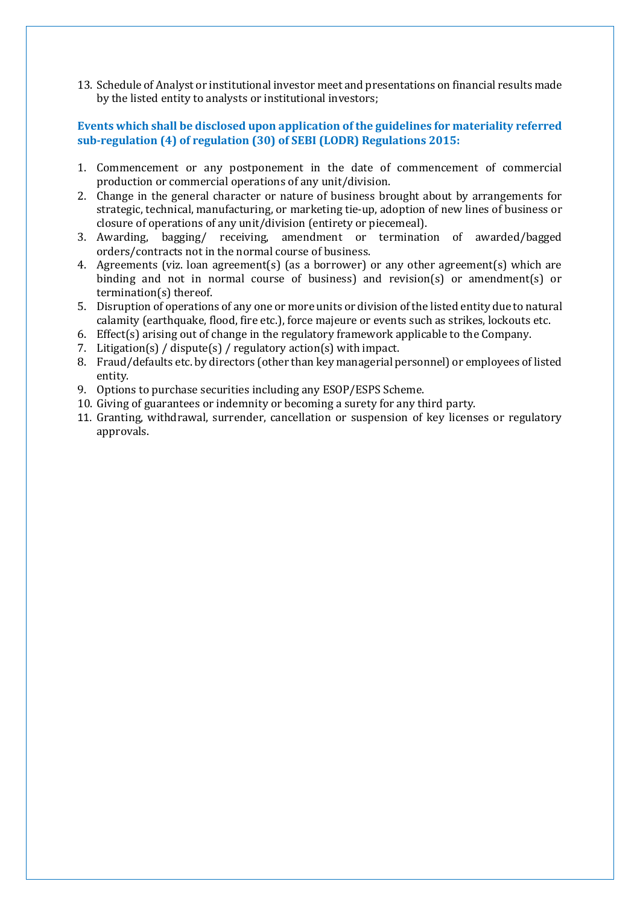13. Schedule of Analyst or institutional investor meet and presentations on financial results made by the listed entity to analysts or institutional investors;

**Events which shall be disclosed upon application of the guidelines for materiality referred sub-regulation (4) of regulation (30) of SEBI (LODR) Regulations 2015:**

1. Commencement or any postponement in the date of commencement of commercial production or commercial operations of any unit/division.
2. Change in the general character or nature of business brought about by arrangements for strategic, technical, manufacturing, or marketing tie-up, adoption of new lines of business or closure of operations of any unit/division (entirety or piecemeal).
3. Awarding, bagging/ receiving, amendment or termination of awarded/bagged orders/contracts not in the normal course of business.
4. Agreements (viz. loan agreement(s) (as a borrower) or any other agreement(s) which are binding and not in normal course of business) and revision(s) or amendment(s) or termination(s) thereof.
5. Disruption of operations of any one or more units or division of the listed entity due to natural calamity (earthquake, flood, fire etc.), force majeure or events such as strikes, lockouts etc.
6. Effect(s) arising out of change in the regulatory framework applicable to the Company.
7. Litigation(s) / dispute(s) / regulatory action(s) with impact.
8. Fraud/defaults etc. by directors (other than key managerial personnel) or employees of listed entity.
9. Options to purchase securities including any ESOP/ESPS Scheme.
10. Giving of guarantees or indemnity or becoming a surety for any third party.
11. Granting, withdrawal, surrender, cancellation or suspension of key licenses or regulatory approvals.